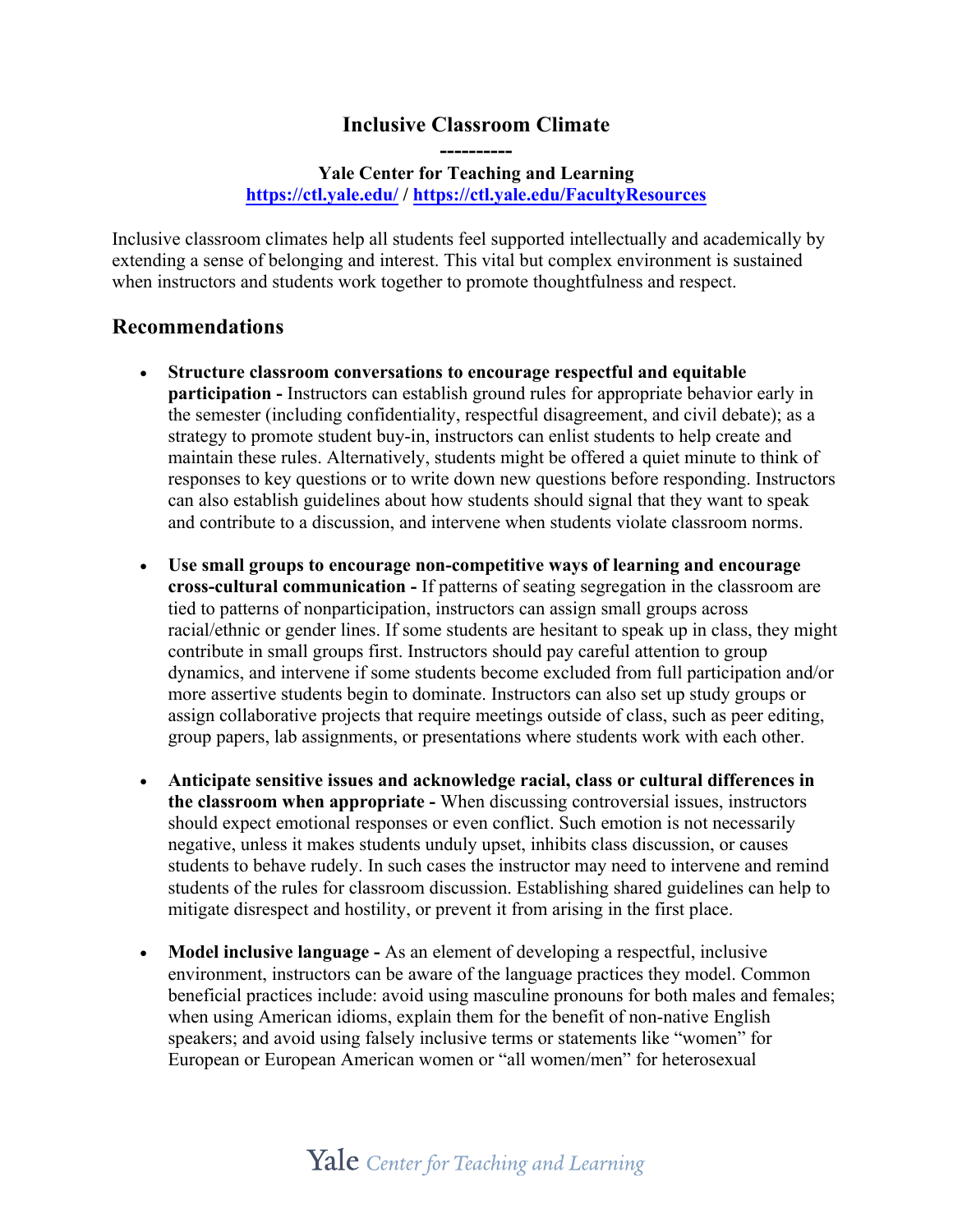# Inclusive Classroom Climate

----------

**Yale Center for Teaching and Learning**
**[https://ctl.yale.edu/](https://ctl.yale.edu/) / [https://ctl.yale.edu/FacultyResources](https://ctl.yale.edu/FacultyResources)**

Inclusive classroom climates help all students feel supported intellectually and academically by extending a sense of belonging and interest. This vital but complex environment is sustained when instructors and students work together to promote thoughtfulness and respect.

## Recommendations

- **Structure classroom conversations to encourage respectful and equitable participation -** Instructors can establish ground rules for appropriate behavior early in the semester (including confidentiality, respectful disagreement, and civil debate); as a strategy to promote student buy-in, instructors can enlist students to help create and maintain these rules. Alternatively, students might be offered a quiet minute to think of responses to key questions or to write down new questions before responding. Instructors can also establish guidelines about how students should signal that they want to speak and contribute to a discussion, and intervene when students violate classroom norms.

- **Use small groups to encourage non-competitive ways of learning and encourage cross-cultural communication -** If patterns of seating segregation in the classroom are tied to patterns of nonparticipation, instructors can assign small groups across racial/ethnic or gender lines. If some students are hesitant to speak up in class, they might contribute in small groups first. Instructors should pay careful attention to group dynamics, and intervene if some students become excluded from full participation and/or more assertive students begin to dominate. Instructors can also set up study groups or assign collaborative projects that require meetings outside of class, such as peer editing, group papers, lab assignments, or presentations where students work with each other.

- **Anticipate sensitive issues and acknowledge racial, class or cultural differences in the classroom when appropriate -** When discussing controversial issues, instructors should expect emotional responses or even conflict. Such emotion is not necessarily negative, unless it makes students unduly upset, inhibits class discussion, or causes students to behave rudely. In such cases the instructor may need to intervene and remind students of the rules for classroom discussion. Establishing shared guidelines can help to mitigate disrespect and hostility, or prevent it from arising in the first place.

- **Model inclusive language -** As an element of developing a respectful, inclusive environment, instructors can be aware of the language practices they model. Common beneficial practices include: avoid using masculine pronouns for both males and females; when using American idioms, explain them for the benefit of non-native English speakers; and avoid using falsely inclusive terms or statements like "women" for European or European American women or "all women/men" for heterosexual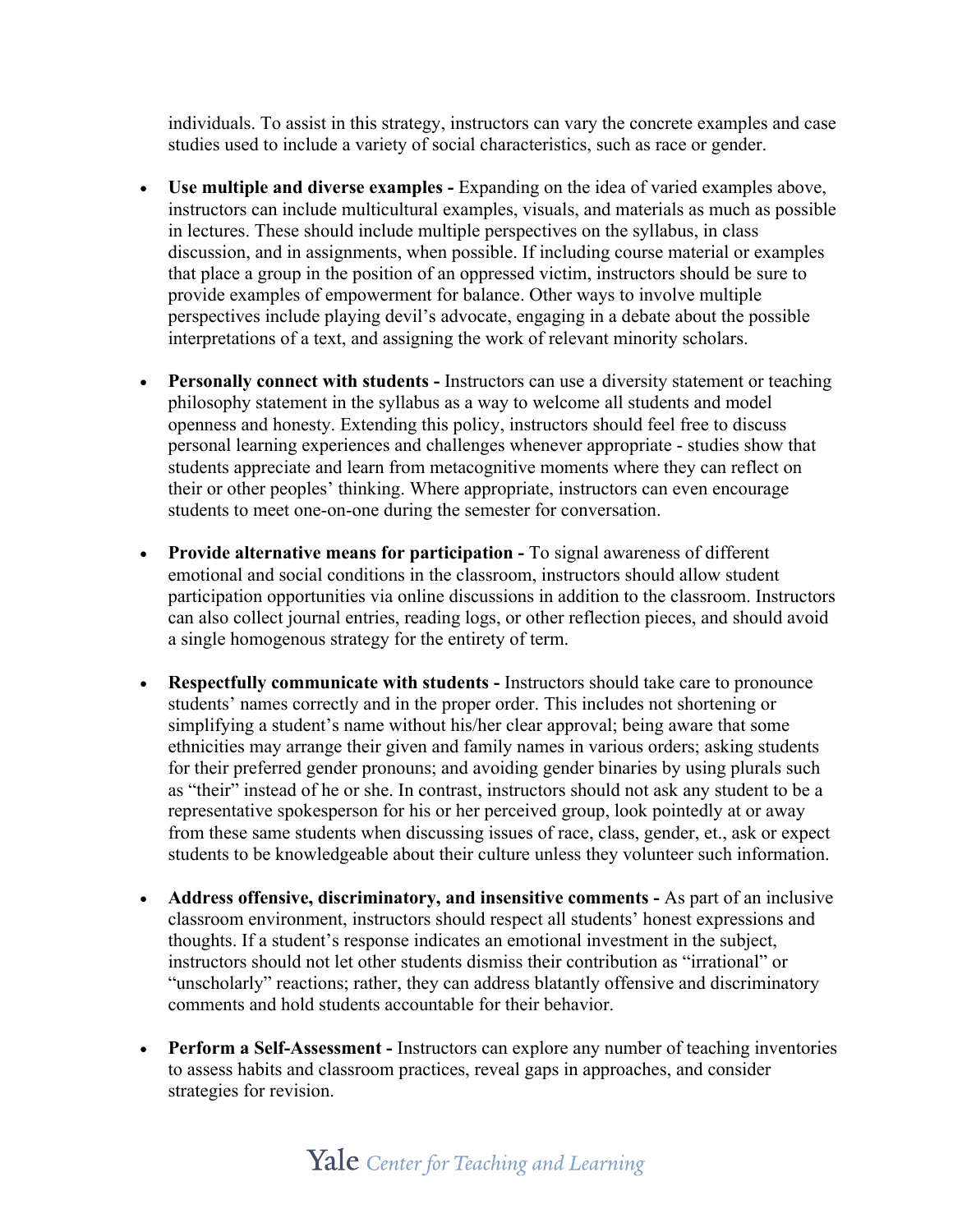individuals. To assist in this strategy, instructors can vary the concrete examples and case studies used to include a variety of social characteristics, such as race or gender.

- **Use multiple and diverse examples -** Expanding on the idea of varied examples above, instructors can include multicultural examples, visuals, and materials as much as possible in lectures. These should include multiple perspectives on the syllabus, in class discussion, and in assignments, when possible. If including course material or examples that place a group in the position of an oppressed victim, instructors should be sure to provide examples of empowerment for balance. Other ways to involve multiple perspectives include playing devil's advocate, engaging in a debate about the possible interpretations of a text, and assigning the work of relevant minority scholars.

- **Personally connect with students -** Instructors can use a diversity statement or teaching philosophy statement in the syllabus as a way to welcome all students and model openness and honesty. Extending this policy, instructors should feel free to discuss personal learning experiences and challenges whenever appropriate - studies show that students appreciate and learn from metacognitive moments where they can reflect on their or other peoples' thinking. Where appropriate, instructors can even encourage students to meet one-on-one during the semester for conversation.

- **Provide alternative means for participation -** To signal awareness of different emotional and social conditions in the classroom, instructors should allow student participation opportunities via online discussions in addition to the classroom. Instructors can also collect journal entries, reading logs, or other reflection pieces, and should avoid a single homogenous strategy for the entirety of term.

- **Respectfully communicate with students -** Instructors should take care to pronounce students' names correctly and in the proper order. This includes not shortening or simplifying a student's name without his/her clear approval; being aware that some ethnicities may arrange their given and family names in various orders; asking students for their preferred gender pronouns; and avoiding gender binaries by using plurals such as "their" instead of he or she. In contrast, instructors should not ask any student to be a representative spokesperson for his or her perceived group, look pointedly at or away from these same students when discussing issues of race, class, gender, et., ask or expect students to be knowledgeable about their culture unless they volunteer such information.

- **Address offensive, discriminatory, and insensitive comments -** As part of an inclusive classroom environment, instructors should respect all students' honest expressions and thoughts. If a student's response indicates an emotional investment in the subject, instructors should not let other students dismiss their contribution as "irrational" or "unscholarly" reactions; rather, they can address blatantly offensive and discriminatory comments and hold students accountable for their behavior.

- **Perform a Self-Assessment -** Instructors can explore any number of teaching inventories to assess habits and classroom practices, reveal gaps in approaches, and consider strategies for revision.